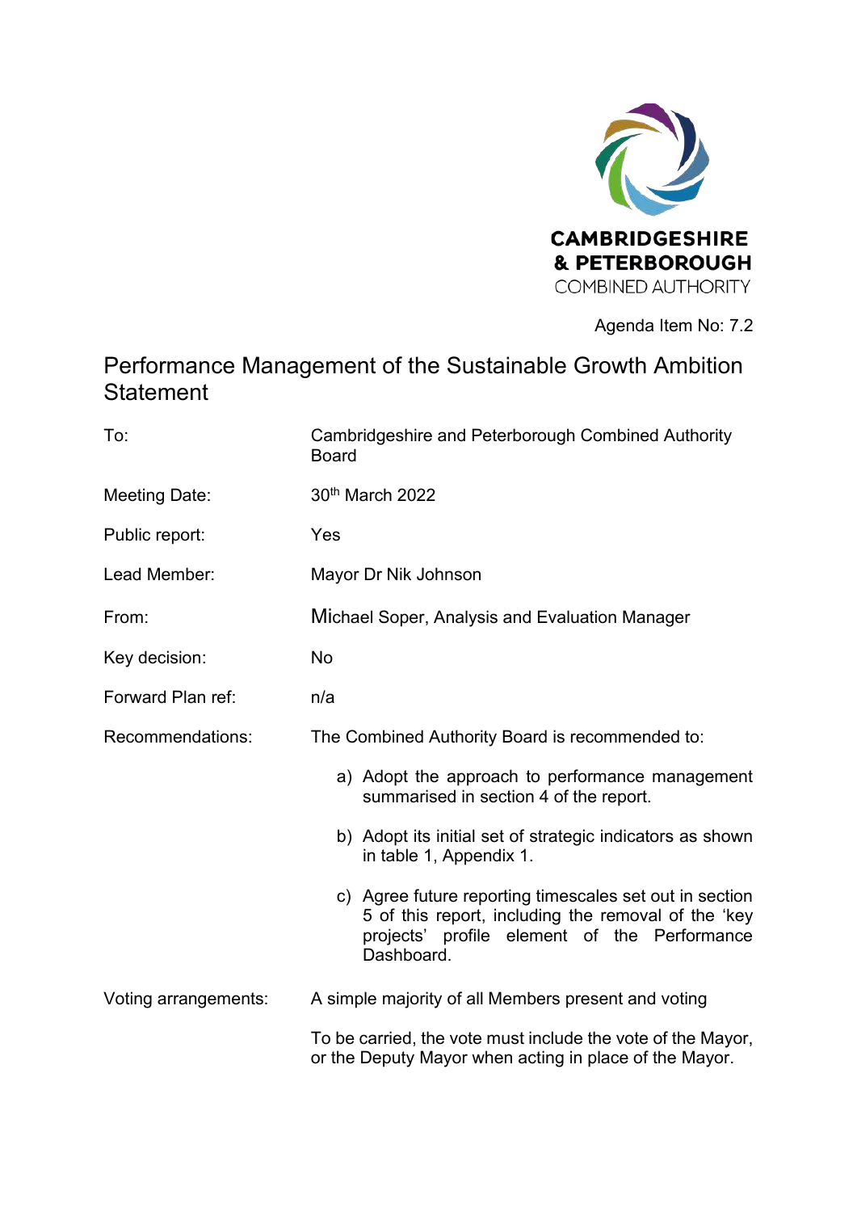CAMBRIDGESHIRE
& PETERBOROUGH
COMBINED AUTHORITY

Agenda Item No: 7.2

# Performance Management of the Sustainable Growth Ambition Statement

| | |
|---|---|
| To: | Cambridgeshire and Peterborough Combined Authority Board |
| Meeting Date: | 30th March 2022 |
| Public report: | Yes |
| Lead Member: | Mayor Dr Nik Johnson |
| From: | Michael Soper, Analysis and Evaluation Manager |
| Key decision: | No |
| Forward Plan ref: | n/a |
| Recommendations: | The Combined Authority Board is recommended to: |

a) Adopt the approach to performance management summarised in section 4 of the report.

b) Adopt its initial set of strategic indicators as shown in table 1, Appendix 1.

c) Agree future reporting timescales set out in section 5 of this report, including the removal of the 'key projects' profile element of the Performance Dashboard.

Voting arrangements: A simple majority of all Members present and voting

To be carried, the vote must include the vote of the Mayor, or the Deputy Mayor when acting in place of the Mayor.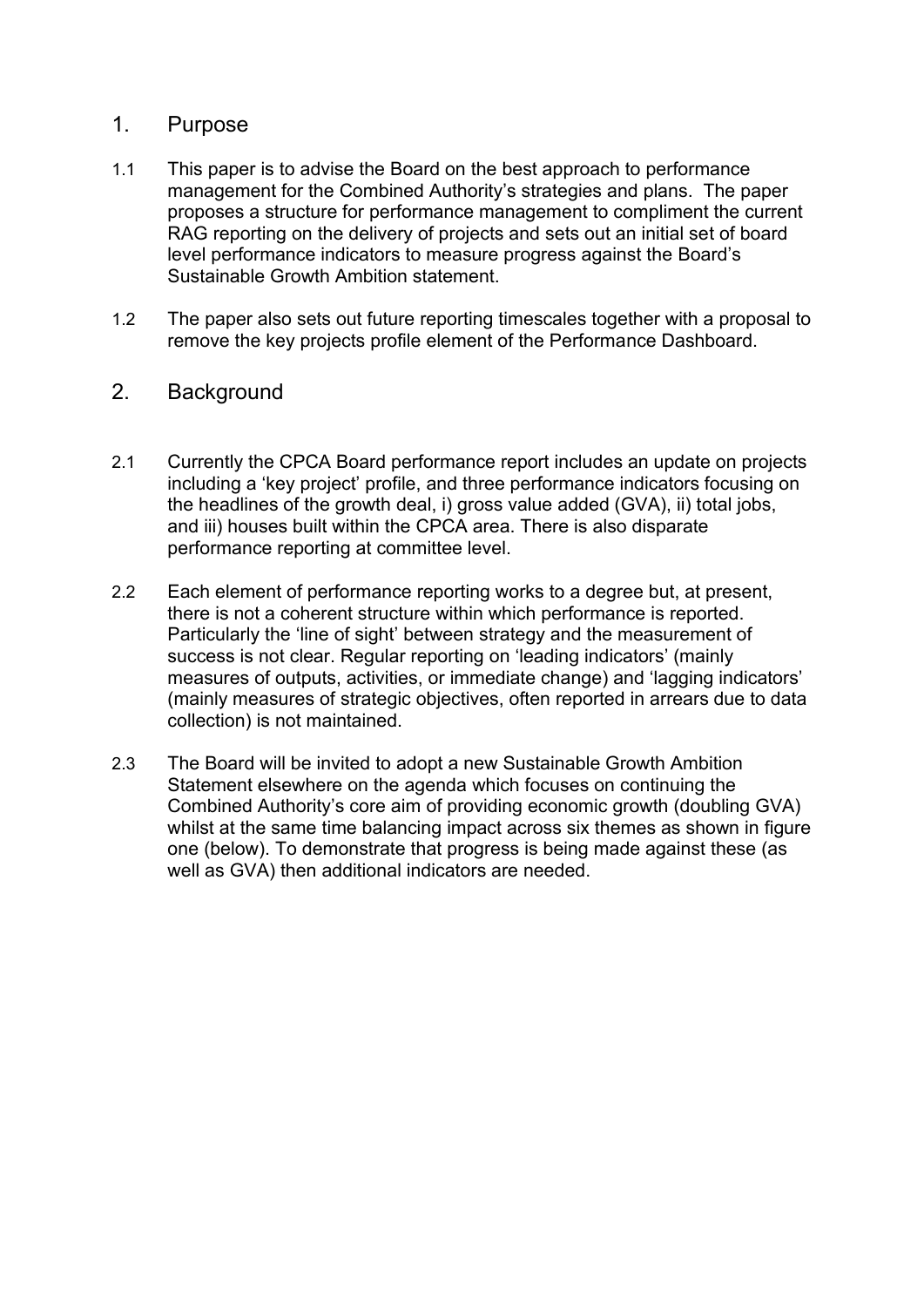## 1. Purpose

1.1 This paper is to advise the Board on the best approach to performance management for the Combined Authority's strategies and plans. The paper proposes a structure for performance management to compliment the current RAG reporting on the delivery of projects and sets out an initial set of board level performance indicators to measure progress against the Board's Sustainable Growth Ambition statement.

1.2 The paper also sets out future reporting timescales together with a proposal to remove the key projects profile element of the Performance Dashboard.

## 2. Background

2.1 Currently the CPCA Board performance report includes an update on projects including a 'key project' profile, and three performance indicators focusing on the headlines of the growth deal, i) gross value added (GVA), ii) total jobs, and iii) houses built within the CPCA area. There is also disparate performance reporting at committee level.

2.2 Each element of performance reporting works to a degree but, at present, there is not a coherent structure within which performance is reported. Particularly the 'line of sight' between strategy and the measurement of success is not clear. Regular reporting on 'leading indicators' (mainly measures of outputs, activities, or immediate change) and 'lagging indicators' (mainly measures of strategic objectives, often reported in arrears due to data collection) is not maintained.

2.3 The Board will be invited to adopt a new Sustainable Growth Ambition Statement elsewhere on the agenda which focuses on continuing the Combined Authority's core aim of providing economic growth (doubling GVA) whilst at the same time balancing impact across six themes as shown in figure one (below). To demonstrate that progress is being made against these (as well as GVA) then additional indicators are needed.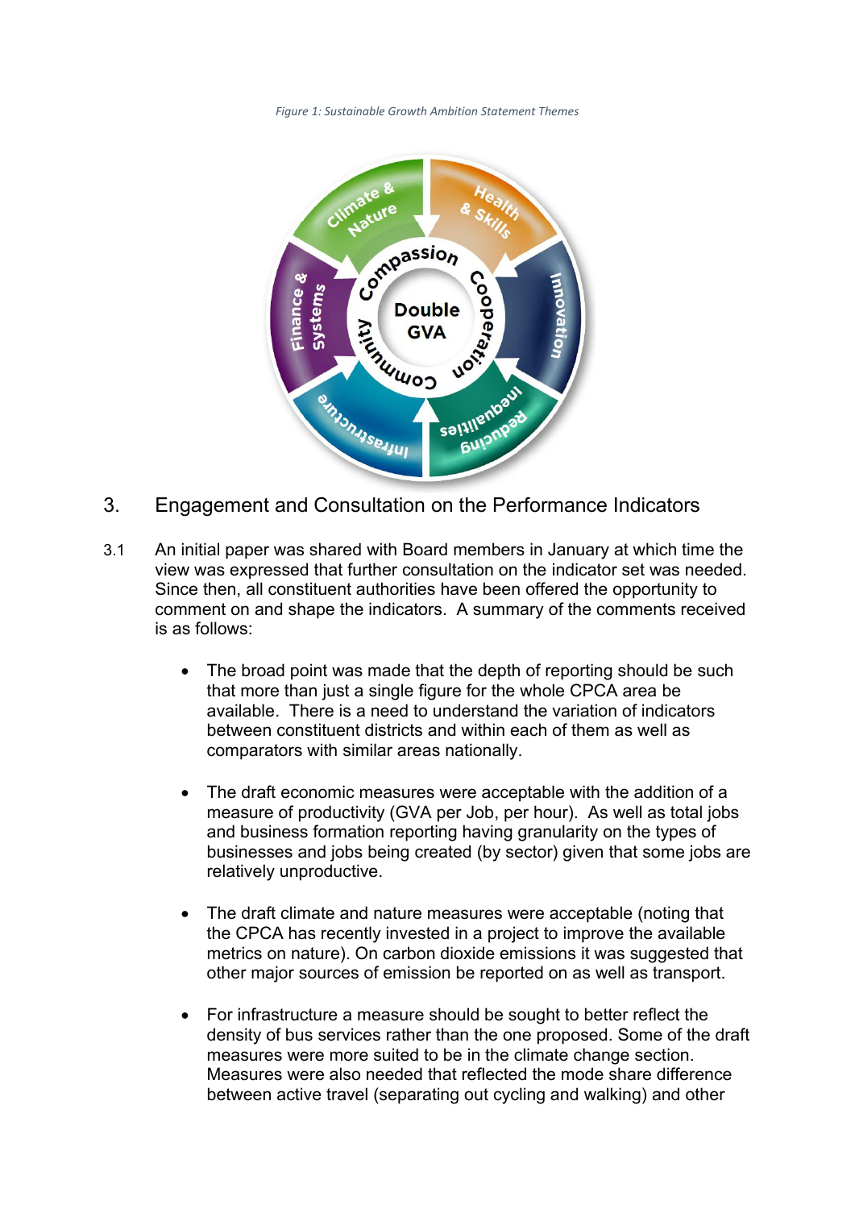*Figure 1: Sustainable Growth Ambition Statement Themes*

## 3. Engagement and Consultation on the Performance Indicators

3.1 An initial paper was shared with Board members in January at which time the view was expressed that further consultation on the indicator set was needed. Since then, all constituent authorities have been offered the opportunity to comment on and shape the indicators. A summary of the comments received is as follows:

- The broad point was made that the depth of reporting should be such that more than just a single figure for the whole CPCA area be available. There is a need to understand the variation of indicators between constituent districts and within each of them as well as comparators with similar areas nationally.

- The draft economic measures were acceptable with the addition of a measure of productivity (GVA per Job, per hour). As well as total jobs and business formation reporting having granularity on the types of businesses and jobs being created (by sector) given that some jobs are relatively unproductive.

- The draft climate and nature measures were acceptable (noting that the CPCA has recently invested in a project to improve the available metrics on nature). On carbon dioxide emissions it was suggested that other major sources of emission be reported on as well as transport.

- For infrastructure a measure should be sought to better reflect the density of bus services rather than the one proposed. Some of the draft measures were more suited to be in the climate change section. Measures were also needed that reflected the mode share difference between active travel (separating out cycling and walking) and other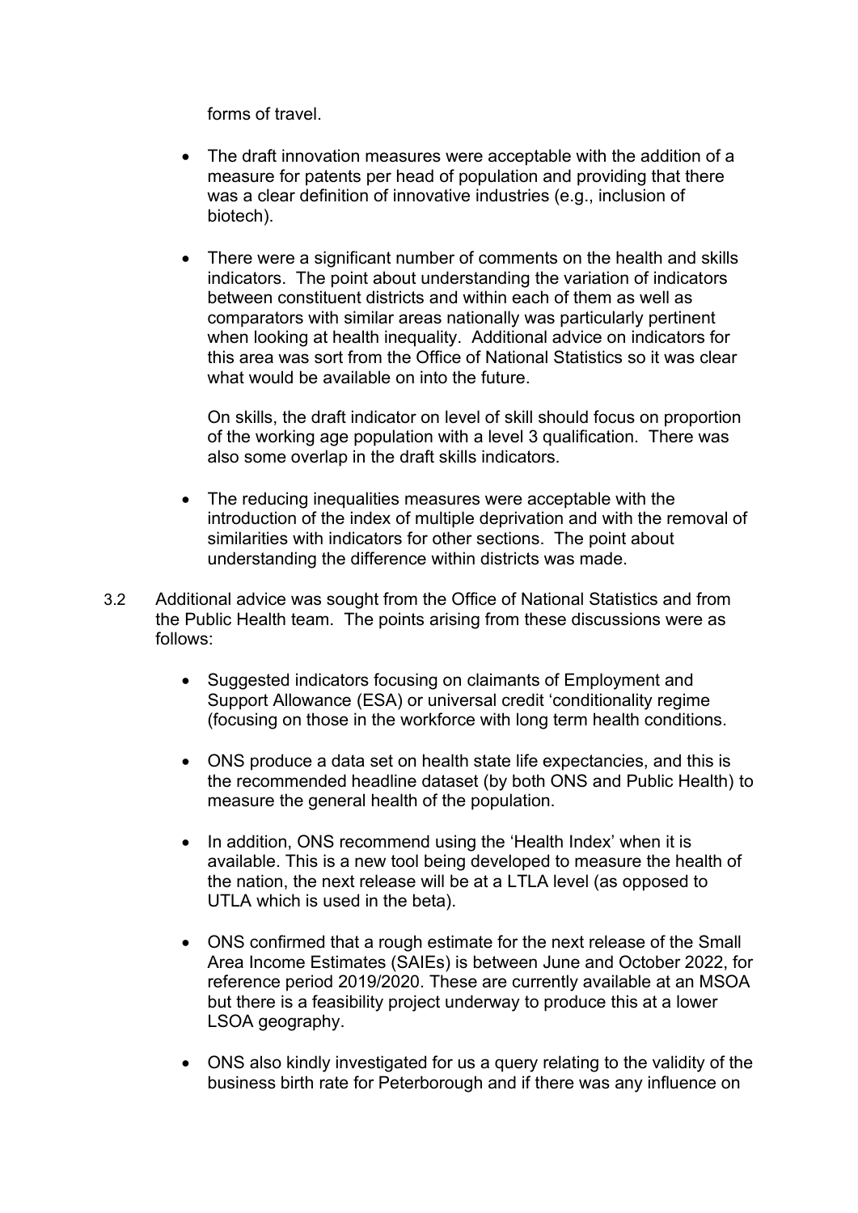forms of travel.

- The draft innovation measures were acceptable with the addition of a measure for patents per head of population and providing that there was a clear definition of innovative industries (e.g., inclusion of biotech).

- There were a significant number of comments on the health and skills indicators. The point about understanding the variation of indicators between constituent districts and within each of them as well as comparators with similar areas nationally was particularly pertinent when looking at health inequality. Additional advice on indicators for this area was sort from the Office of National Statistics so it was clear what would be available on into the future.

  On skills, the draft indicator on level of skill should focus on proportion of the working age population with a level 3 qualification. There was also some overlap in the draft skills indicators.

- The reducing inequalities measures were acceptable with the introduction of the index of multiple deprivation and with the removal of similarities with indicators for other sections. The point about understanding the difference within districts was made.

3.2 Additional advice was sought from the Office of National Statistics and from the Public Health team. The points arising from these discussions were as follows:

- Suggested indicators focusing on claimants of Employment and Support Allowance (ESA) or universal credit 'conditionality regime (focusing on those in the workforce with long term health conditions.

- ONS produce a data set on health state life expectancies, and this is the recommended headline dataset (by both ONS and Public Health) to measure the general health of the population.

- In addition, ONS recommend using the 'Health Index' when it is available. This is a new tool being developed to measure the health of the nation, the next release will be at a LTLA level (as opposed to UTLA which is used in the beta).

- ONS confirmed that a rough estimate for the next release of the Small Area Income Estimates (SAIEs) is between June and October 2022, for reference period 2019/2020. These are currently available at an MSOA but there is a feasibility project underway to produce this at a lower LSOA geography.

- ONS also kindly investigated for us a query relating to the validity of the business birth rate for Peterborough and if there was any influence on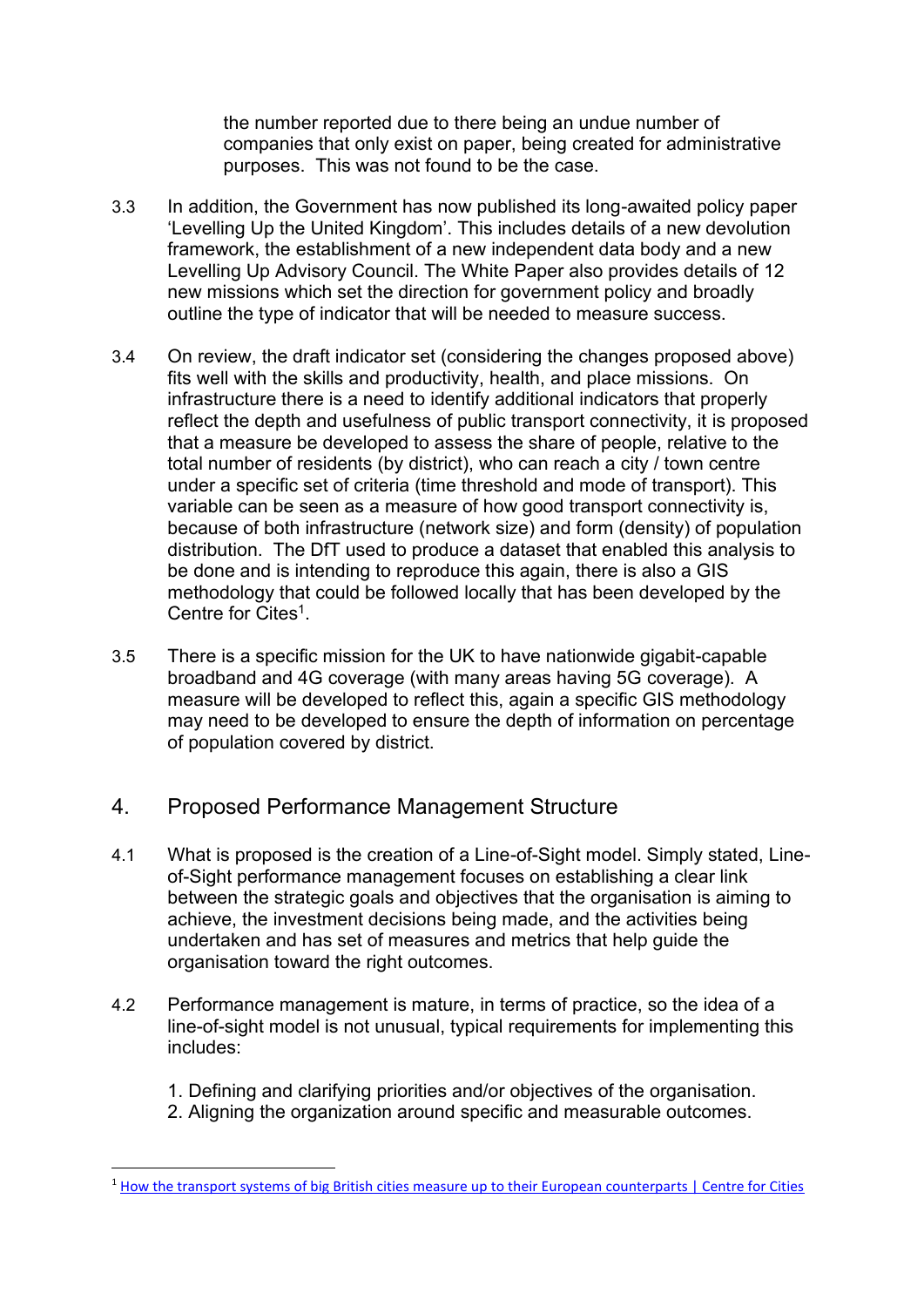the number reported due to there being an undue number of companies that only exist on paper, being created for administrative purposes. This was not found to be the case.

3.3 In addition, the Government has now published its long-awaited policy paper 'Levelling Up the United Kingdom'. This includes details of a new devolution framework, the establishment of a new independent data body and a new Levelling Up Advisory Council. The White Paper also provides details of 12 new missions which set the direction for government policy and broadly outline the type of indicator that will be needed to measure success.

3.4 On review, the draft indicator set (considering the changes proposed above) fits well with the skills and productivity, health, and place missions. On infrastructure there is a need to identify additional indicators that properly reflect the depth and usefulness of public transport connectivity, it is proposed that a measure be developed to assess the share of people, relative to the total number of residents (by district), who can reach a city / town centre under a specific set of criteria (time threshold and mode of transport). This variable can be seen as a measure of how good transport connectivity is, because of both infrastructure (network size) and form (density) of population distribution. The DfT used to produce a dataset that enabled this analysis to be done and is intending to reproduce this again, there is also a GIS methodology that could be followed locally that has been developed by the Centre for Cites[1].

3.5 There is a specific mission for the UK to have nationwide gigabit-capable broadband and 4G coverage (with many areas having 5G coverage). A measure will be developed to reflect this, again a specific GIS methodology may need to be developed to ensure the depth of information on percentage of population covered by district.

## 4. Proposed Performance Management Structure

4.1 What is proposed is the creation of a Line-of-Sight model. Simply stated, Line-of-Sight performance management focuses on establishing a clear link between the strategic goals and objectives that the organisation is aiming to achieve, the investment decisions being made, and the activities being undertaken and has set of measures and metrics that help guide the organisation toward the right outcomes.

4.2 Performance management is mature, in terms of practice, so the idea of a line-of-sight model is not unusual, typical requirements for implementing this includes:

1. Defining and clarifying priorities and/or objectives of the organisation.
2. Aligning the organization around specific and measurable outcomes.

---

[1] How the transport systems of big British cities measure up to their European counterparts | Centre for Cities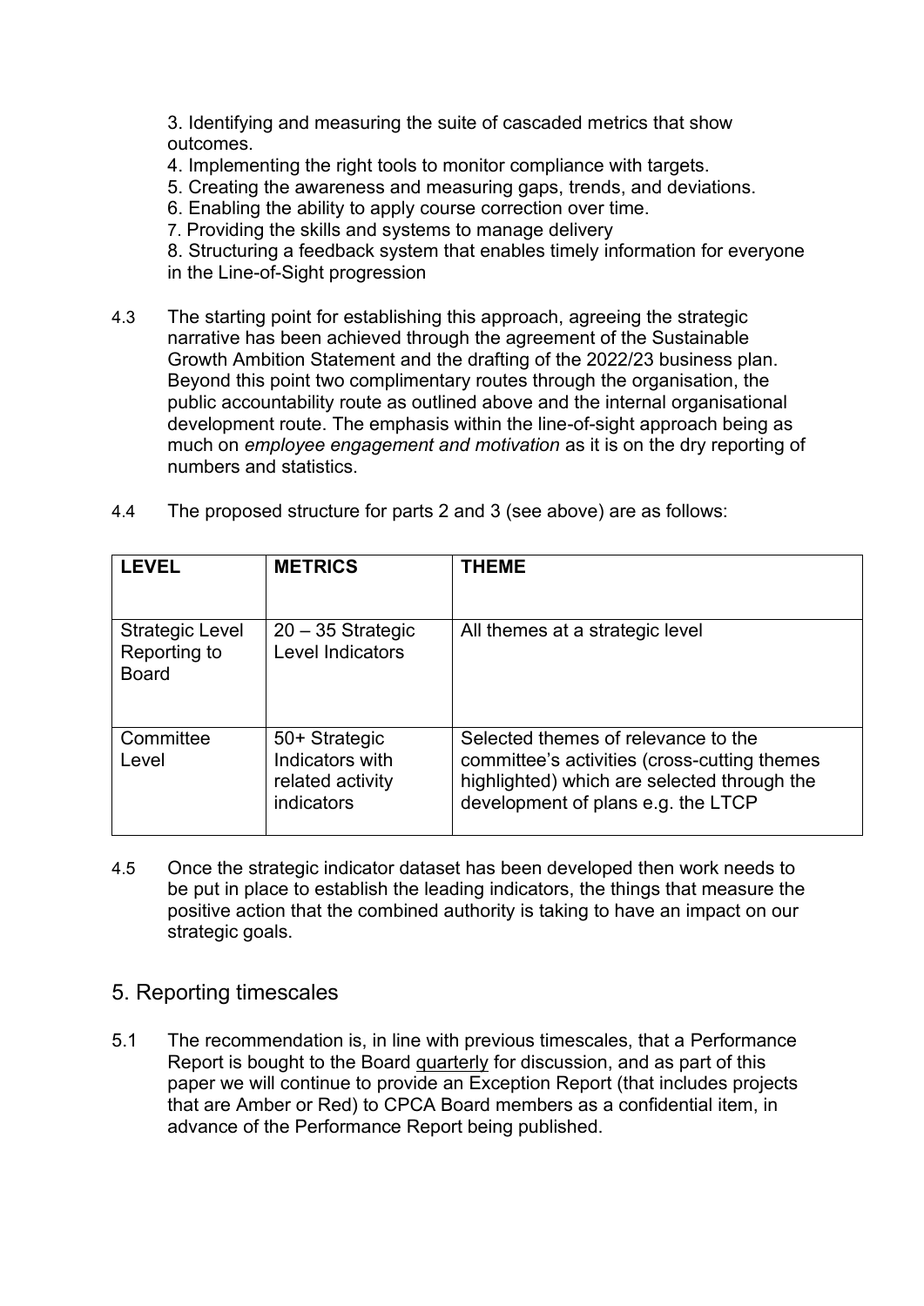3. Identifying and measuring the suite of cascaded metrics that show outcomes.
4. Implementing the right tools to monitor compliance with targets.
5. Creating the awareness and measuring gaps, trends, and deviations.
6. Enabling the ability to apply course correction over time.
7. Providing the skills and systems to manage delivery
8. Structuring a feedback system that enables timely information for everyone in the Line-of-Sight progression

4.3 The starting point for establishing this approach, agreeing the strategic narrative has been achieved through the agreement of the Sustainable Growth Ambition Statement and the drafting of the 2022/23 business plan. Beyond this point two complimentary routes through the organisation, the public accountability route as outlined above and the internal organisational development route. The emphasis within the line-of-sight approach being as much on *employee engagement and motivation* as it is on the dry reporting of numbers and statistics.

4.4 The proposed structure for parts 2 and 3 (see above) are as follows:

| LEVEL | METRICS | THEME |
|---|---|---|
| Strategic Level Reporting to Board | 20 – 35 Strategic Level Indicators | All themes at a strategic level |
| Committee Level | 50+ Strategic Indicators with related activity indicators | Selected themes of relevance to the committee's activities (cross-cutting themes highlighted) which are selected through the development of plans e.g. the LTCP |

4.5 Once the strategic indicator dataset has been developed then work needs to be put in place to establish the leading indicators, the things that measure the positive action that the combined authority is taking to have an impact on our strategic goals.

## 5. Reporting timescales

5.1 The recommendation is, in line with previous timescales, that a Performance Report is bought to the Board quarterly for discussion, and as part of this paper we will continue to provide an Exception Report (that includes projects that are Amber or Red) to CPCA Board members as a confidential item, in advance of the Performance Report being published.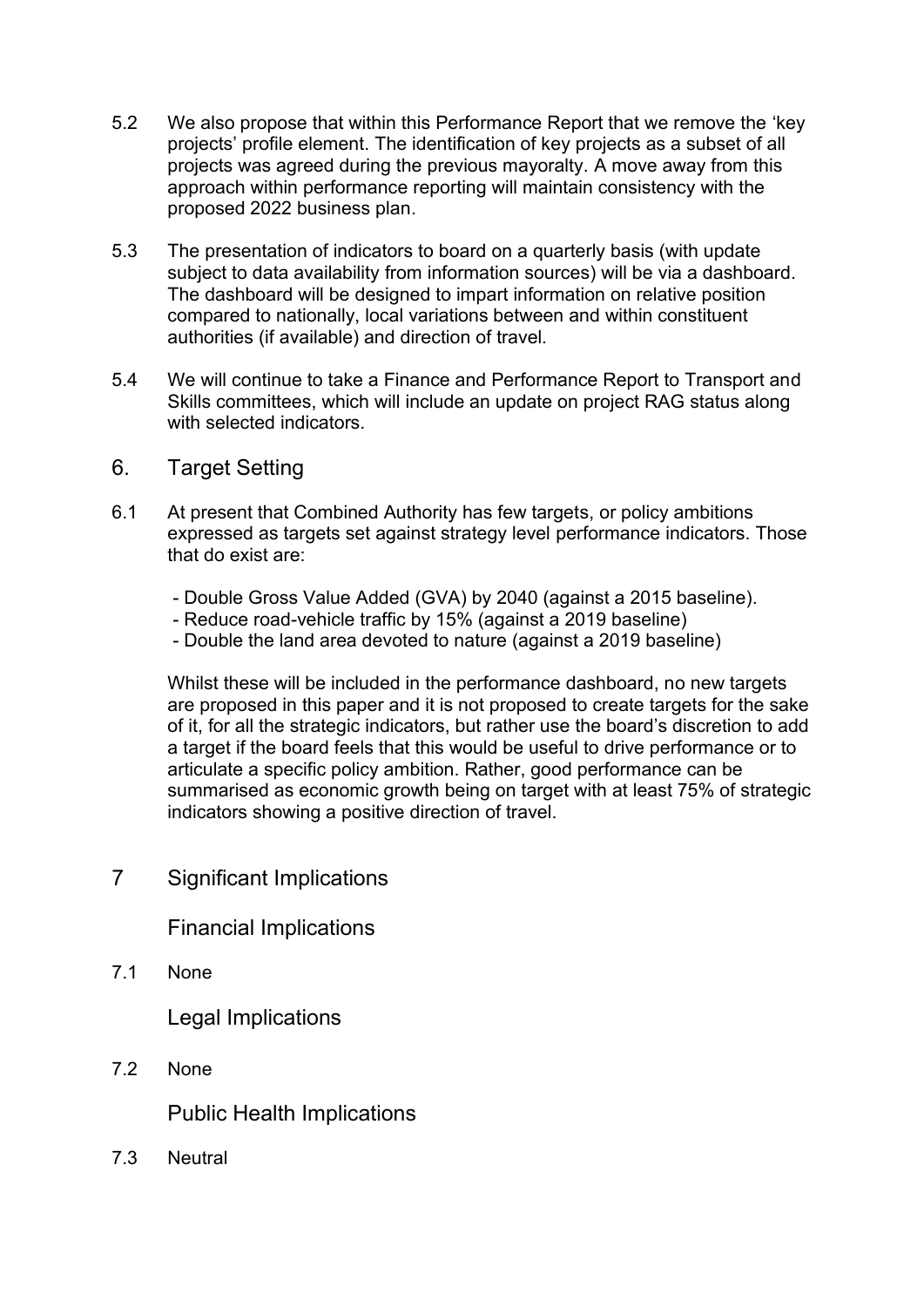5.2 We also propose that within this Performance Report that we remove the 'key projects' profile element. The identification of key projects as a subset of all projects was agreed during the previous mayoralty. A move away from this approach within performance reporting will maintain consistency with the proposed 2022 business plan.

5.3 The presentation of indicators to board on a quarterly basis (with update subject to data availability from information sources) will be via a dashboard. The dashboard will be designed to impart information on relative position compared to nationally, local variations between and within constituent authorities (if available) and direction of travel.

5.4 We will continue to take a Finance and Performance Report to Transport and Skills committees, which will include an update on project RAG status along with selected indicators.

## 6. Target Setting

6.1 At present that Combined Authority has few targets, or policy ambitions expressed as targets set against strategy level performance indicators. Those that do exist are:

- Double Gross Value Added (GVA) by 2040 (against a 2015 baseline).
- Reduce road-vehicle traffic by 15% (against a 2019 baseline)
- Double the land area devoted to nature (against a 2019 baseline)

Whilst these will be included in the performance dashboard, no new targets are proposed in this paper and it is not proposed to create targets for the sake of it, for all the strategic indicators, but rather use the board's discretion to add a target if the board feels that this would be useful to drive performance or to articulate a specific policy ambition. Rather, good performance can be summarised as economic growth being on target with at least 75% of strategic indicators showing a positive direction of travel.

## 7 Significant Implications

### Financial Implications

7.1 None

### Legal Implications

7.2 None

### Public Health Implications

7.3 Neutral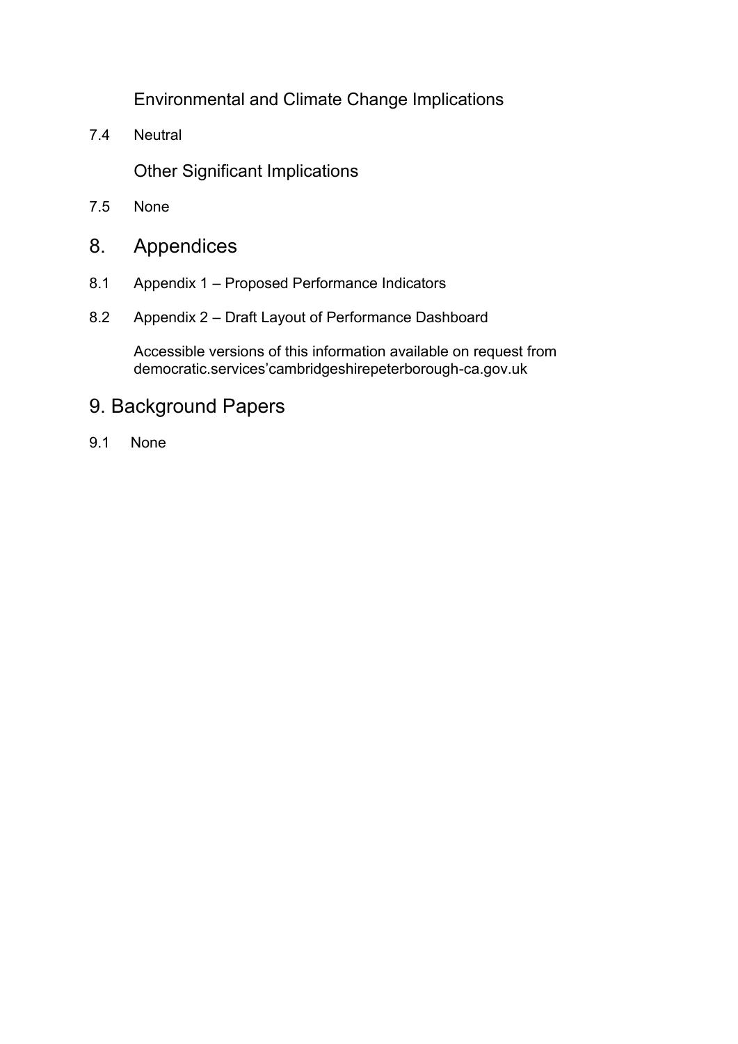### Environmental and Climate Change Implications

7.4 Neutral

### Other Significant Implications

7.5 None

## 8. Appendices

8.1 Appendix 1 – Proposed Performance Indicators

8.2 Appendix 2 – Draft Layout of Performance Dashboard

Accessible versions of this information available on request from democratic.services'cambridgeshirepeterborough-ca.gov.uk

## 9. Background Papers

9.1 None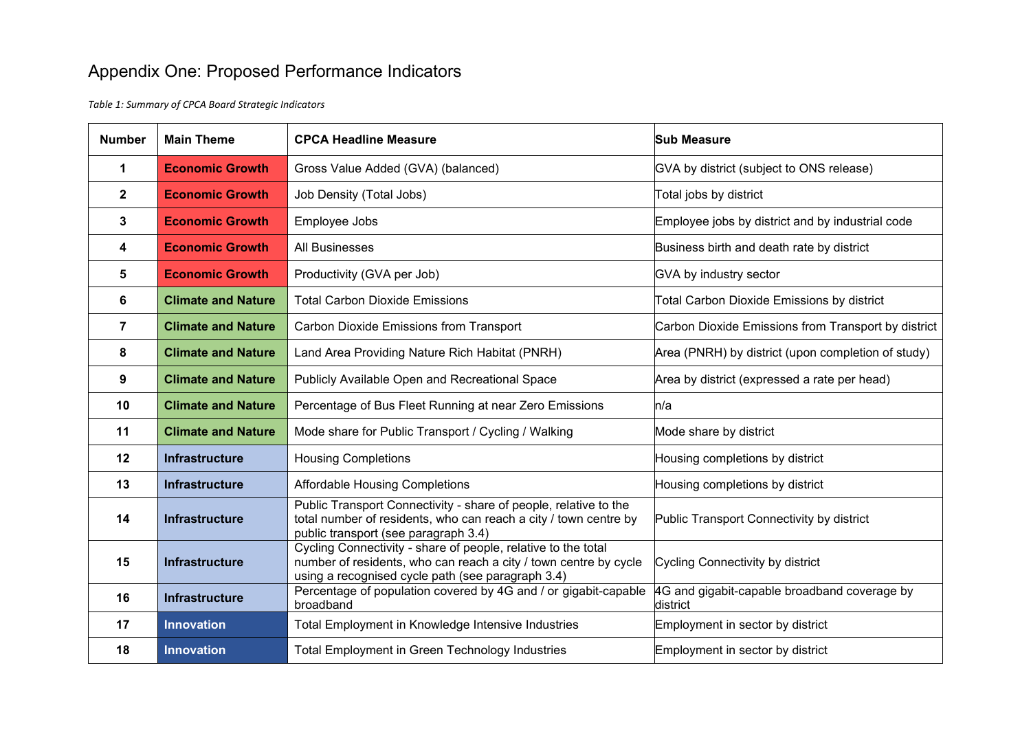# Appendix One: Proposed Performance Indicators

*Table 1: Summary of CPCA Board Strategic Indicators*

| Number | Main Theme | CPCA Headline Measure | Sub Measure |
|---|---|---|---|
| 1 | Economic Growth | Gross Value Added (GVA) (balanced) | GVA by district (subject to ONS release) |
| 2 | Economic Growth | Job Density (Total Jobs) | Total jobs by district |
| 3 | Economic Growth | Employee Jobs | Employee jobs by district and by industrial code |
| 4 | Economic Growth | All Businesses | Business birth and death rate by district |
| 5 | Economic Growth | Productivity (GVA per Job) | GVA by industry sector |
| 6 | Climate and Nature | Total Carbon Dioxide Emissions | Total Carbon Dioxide Emissions by district |
| 7 | Climate and Nature | Carbon Dioxide Emissions from Transport | Carbon Dioxide Emissions from Transport by district |
| 8 | Climate and Nature | Land Area Providing Nature Rich Habitat (PNRH) | Area (PNRH) by district (upon completion of study) |
| 9 | Climate and Nature | Publicly Available Open and Recreational Space | Area by district (expressed a rate per head) |
| 10 | Climate and Nature | Percentage of Bus Fleet Running at near Zero Emissions | n/a |
| 11 | Climate and Nature | Mode share for Public Transport / Cycling / Walking | Mode share by district |
| 12 | Infrastructure | Housing Completions | Housing completions by district |
| 13 | Infrastructure | Affordable Housing Completions | Housing completions by district |
| 14 | Infrastructure | Public Transport Connectivity - share of people, relative to the total number of residents, who can reach a city / town centre by public transport (see paragraph 3.4) | Public Transport Connectivity by district |
| 15 | Infrastructure | Cycling Connectivity - share of people, relative to the total number of residents, who can reach a city / town centre by cycle using a recognised cycle path (see paragraph 3.4) | Cycling Connectivity by district |
| 16 | Infrastructure | Percentage of population covered by 4G and / or gigabit-capable broadband | 4G and gigabit-capable broadband coverage by district |
| 17 | Innovation | Total Employment in Knowledge Intensive Industries | Employment in sector by district |
| 18 | Innovation | Total Employment in Green Technology Industries | Employment in sector by district |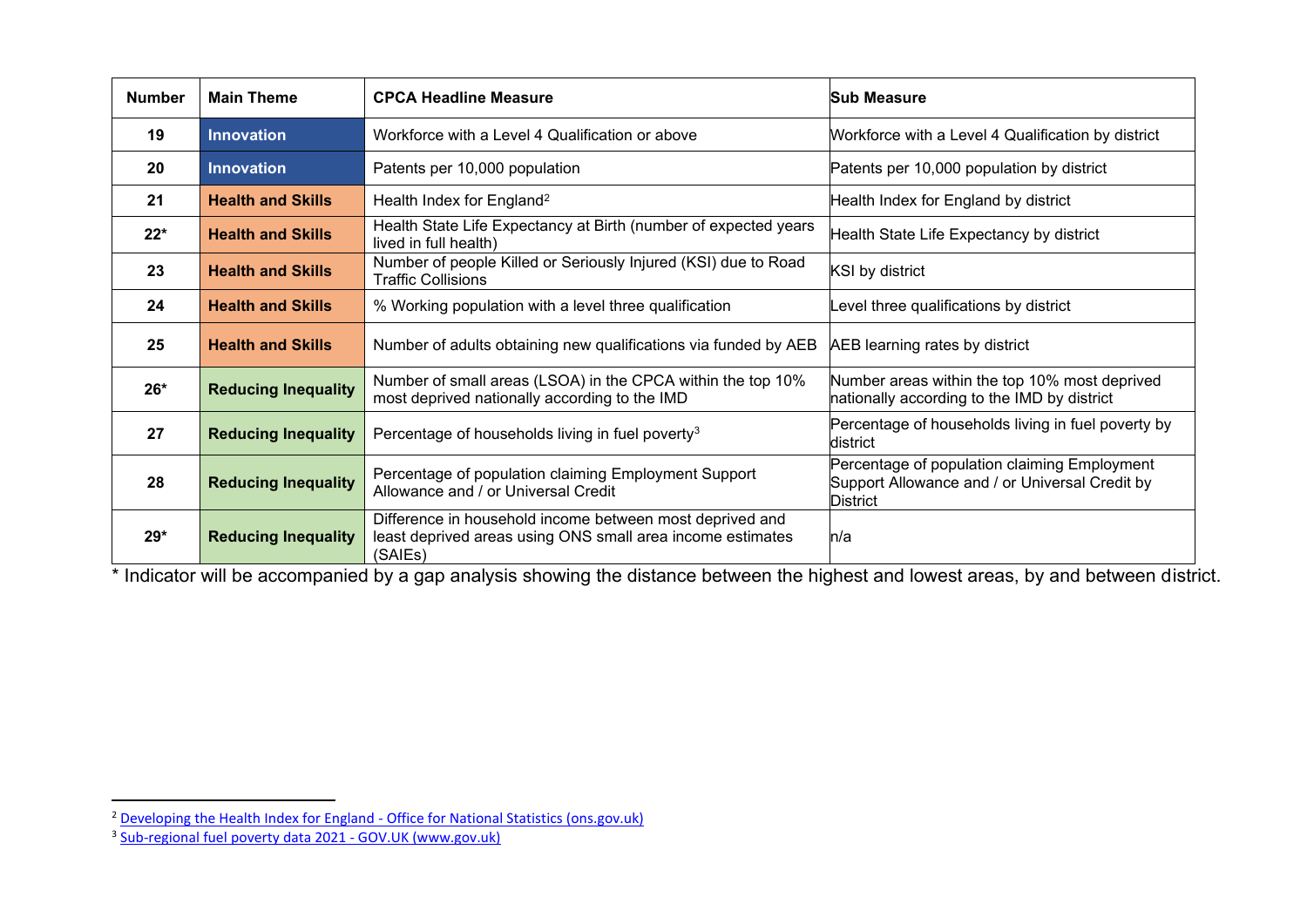| Number | Main Theme | CPCA Headline Measure | Sub Measure |
|---|---|---|---|
| 19 | Innovation | Workforce with a Level 4 Qualification or above | Workforce with a Level 4 Qualification by district |
| 20 | Innovation | Patents per 10,000 population | Patents per 10,000 population by district |
| 21 | Health and Skills | Health Index for England[2] | Health Index for England by district |
| 22* | Health and Skills | Health State Life Expectancy at Birth (number of expected years lived in full health) | Health State Life Expectancy by district |
| 23 | Health and Skills | Number of people Killed or Seriously Injured (KSI) due to Road Traffic Collisions | KSI by district |
| 24 | Health and Skills | % Working population with a level three qualification | Level three qualifications by district |
| 25 | Health and Skills | Number of adults obtaining new qualifications via funded by AEB | AEB learning rates by district |
| 26* | Reducing Inequality | Number of small areas (LSOA) in the CPCA within the top 10% most deprived nationally according to the IMD | Number areas within the top 10% most deprived nationally according to the IMD by district |
| 27 | Reducing Inequality | Percentage of households living in fuel poverty[3] | Percentage of households living in fuel poverty by district |
| 28 | Reducing Inequality | Percentage of population claiming Employment Support Allowance and / or Universal Credit | Percentage of population claiming Employment Support Allowance and / or Universal Credit by District |
| 29* | Reducing Inequality | Difference in household income between most deprived and least deprived areas using ONS small area income estimates (SAIEs) | n/a |

* Indicator will be accompanied by a gap analysis showing the distance between the highest and lowest areas, by and between district.

[2] Developing the Health Index for England - Office for National Statistics (ons.gov.uk)

[3] Sub-regional fuel poverty data 2021 - GOV.UK (www.gov.uk)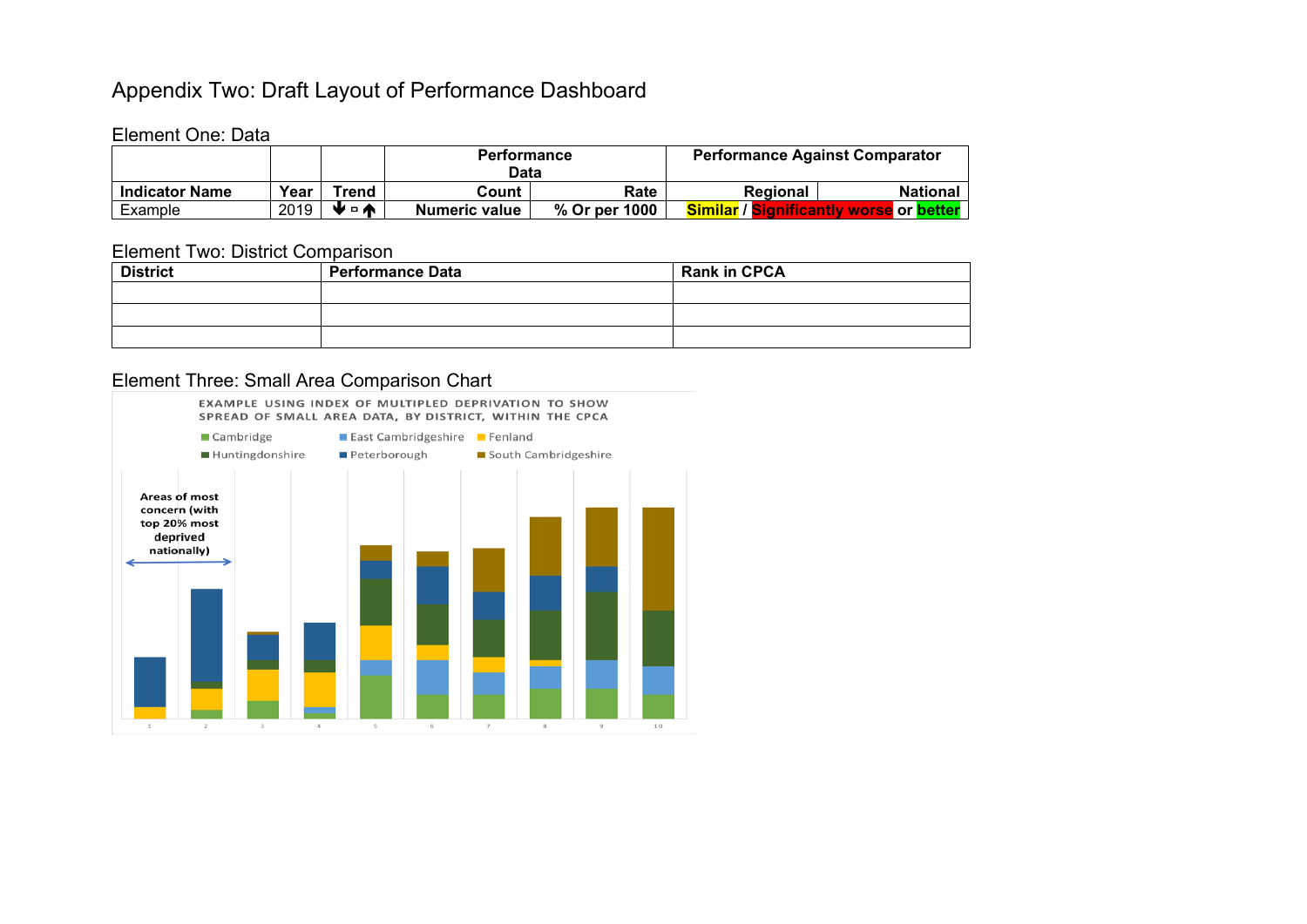# Appendix Two: Draft Layout of Performance Dashboard

## Element One: Data

| | | | Performance Data | | Performance Against Comparator | |
|---|---|---|---|---|---|---|
| **Indicator Name** | **Year** | **Trend** | **Count** | **Rate** | **Regional** | **National** |
| Example | 2019 | ↓ ▫ ↑ | **Numeric value** | **% Or per 1000** | **Similar / Significantly worse or better** | |

## Element Two: District Comparison

| District | Performance Data | Rank in CPCA |
|---|---|---|
| | | |
| | | |
| | | |

## Element Three: Small Area Comparison Chart

EXAMPLE USING INDEX OF MULTIPLED DEPRIVATION TO SHOW SPREAD OF SMALL AREA DATA, BY DISTRICT, WITHIN THE CPCA

Cambridge
East Cambridgeshire
Fenland
Huntingdonshire
Peterborough
South Cambridgeshire

Areas of most concern (with top 20% most deprived nationally)

1
2
3
4
5
6
7
8
9
10